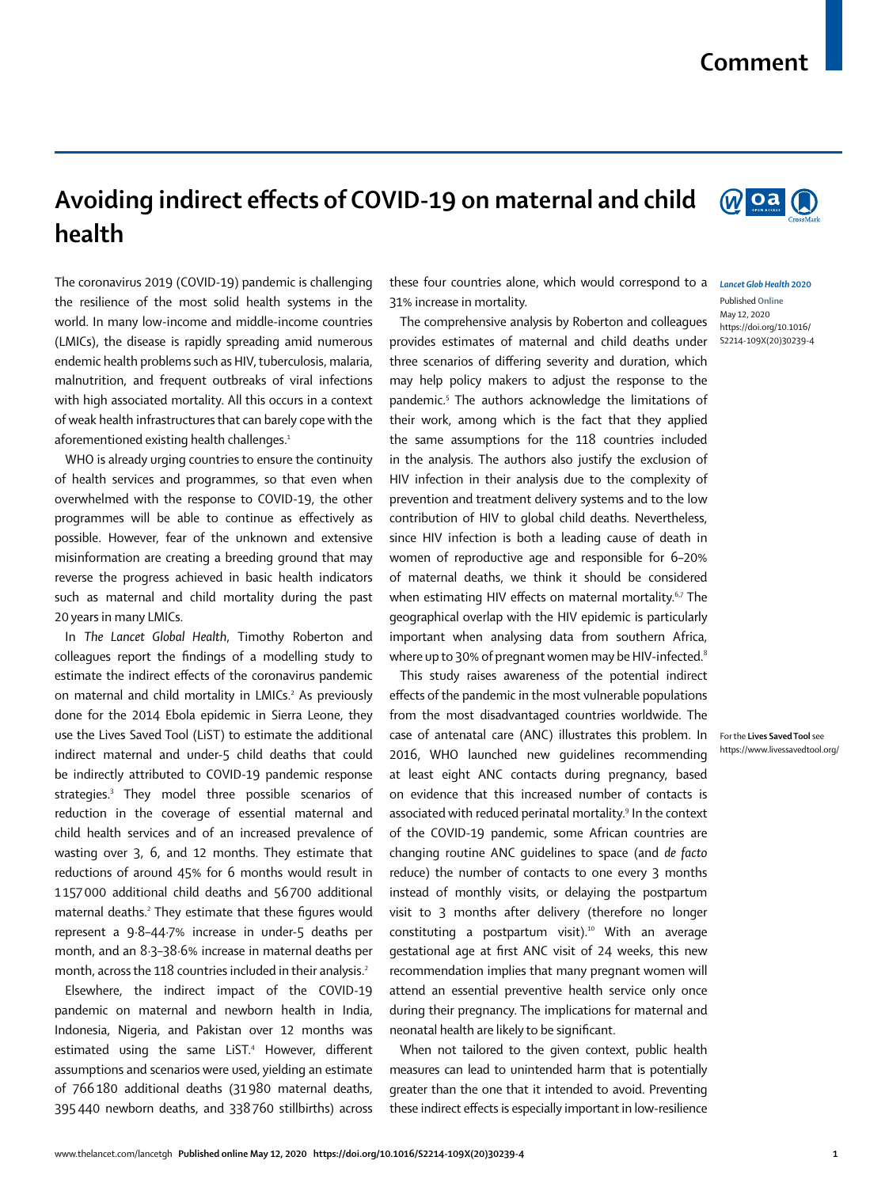Comment

# Avoiding indirect effects of COVID-19 on maternal and child health

The coronavirus 2019 (COVID-19) pandemic is challenging the resilience of the most solid health systems in the world. In many low-income and middle-income countries (LMICs), the disease is rapidly spreading amid numerous endemic health problems such as HIV, tuberculosis, malaria, malnutrition, and frequent outbreaks of viral infections with high associated mortality. All this occurs in a context of weak health infrastructures that can barely cope with the aforementioned existing health challenges.[1]

WHO is already urging countries to ensure the continuity of health services and programmes, so that even when overwhelmed with the response to COVID-19, the other programmes will be able to continue as effectively as possible. However, fear of the unknown and extensive misinformation are creating a breeding ground that may reverse the progress achieved in basic health indicators such as maternal and child mortality during the past 20 years in many LMICs.

In *The Lancet Global Health*, Timothy Roberton and colleagues report the findings of a modelling study to estimate the indirect effects of the coronavirus pandemic on maternal and child mortality in LMICs.[2] As previously done for the 2014 Ebola epidemic in Sierra Leone, they use the Lives Saved Tool (LiST) to estimate the additional indirect maternal and under-5 child deaths that could be indirectly attributed to COVID-19 pandemic response strategies.[3] They model three possible scenarios of reduction in the coverage of essential maternal and child health services and of an increased prevalence of wasting over 3, 6, and 12 months. They estimate that reductions of around 45% for 6 months would result in 1 157 000 additional child deaths and 56 700 additional maternal deaths.[2] They estimate that these figures would represent a 9·8–44·7% increase in under-5 deaths per month, and an 8·3–38·6% increase in maternal deaths per month, across the 118 countries included in their analysis.[2]

Elsewhere, the indirect impact of the COVID-19 pandemic on maternal and newborn health in India, Indonesia, Nigeria, and Pakistan over 12 months was estimated using the same LiST.[4] However, different assumptions and scenarios were used, yielding an estimate of 766 180 additional deaths (31 980 maternal deaths, 395 440 newborn deaths, and 338 760 stillbirths) across these four countries alone, which would correspond to a 31% increase in mortality.

The comprehensive analysis by Roberton and colleagues provides estimates of maternal and child deaths under three scenarios of differing severity and duration, which may help policy makers to adjust the response to the pandemic.[5] The authors acknowledge the limitations of their work, among which is the fact that they applied the same assumptions for the 118 countries included in the analysis. The authors also justify the exclusion of HIV infection in their analysis due to the complexity of prevention and treatment delivery systems and to the low contribution of HIV to global child deaths. Nevertheless, since HIV infection is both a leading cause of death in women of reproductive age and responsible for 6–20% of maternal deaths, we think it should be considered when estimating HIV effects on maternal mortality.[6,7] The geographical overlap with the HIV epidemic is particularly important when analysing data from southern Africa, where up to 30% of pregnant women may be HIV-infected.[8]

This study raises awareness of the potential indirect effects of the pandemic in the most vulnerable populations from the most disadvantaged countries worldwide. The case of antenatal care (ANC) illustrates this problem. In 2016, WHO launched new guidelines recommending at least eight ANC contacts during pregnancy, based on evidence that this increased number of contacts is associated with reduced perinatal mortality.[9] In the context of the COVID-19 pandemic, some African countries are changing routine ANC guidelines to space (and *de facto* reduce) the number of contacts to one every 3 months instead of monthly visits, or delaying the postpartum visit to 3 months after delivery (therefore no longer constituting a postpartum visit).[10] With an average gestational age at first ANC visit of 24 weeks, this new recommendation implies that many pregnant women will attend an essential preventive health service only once during their pregnancy. The implications for maternal and neonatal health are likely to be significant.

When not tailored to the given context, public health measures can lead to unintended harm that is potentially greater than the one that it intended to avoid. Preventing these indirect effects is especially important in low-resilience

*Lancet Glob Health* 2020

Published Online May 12, 2020 https://doi.org/10.1016/S2214-109X(20)30239-4

For the **Lives Saved Tool** see https://www.livessavedtool.org/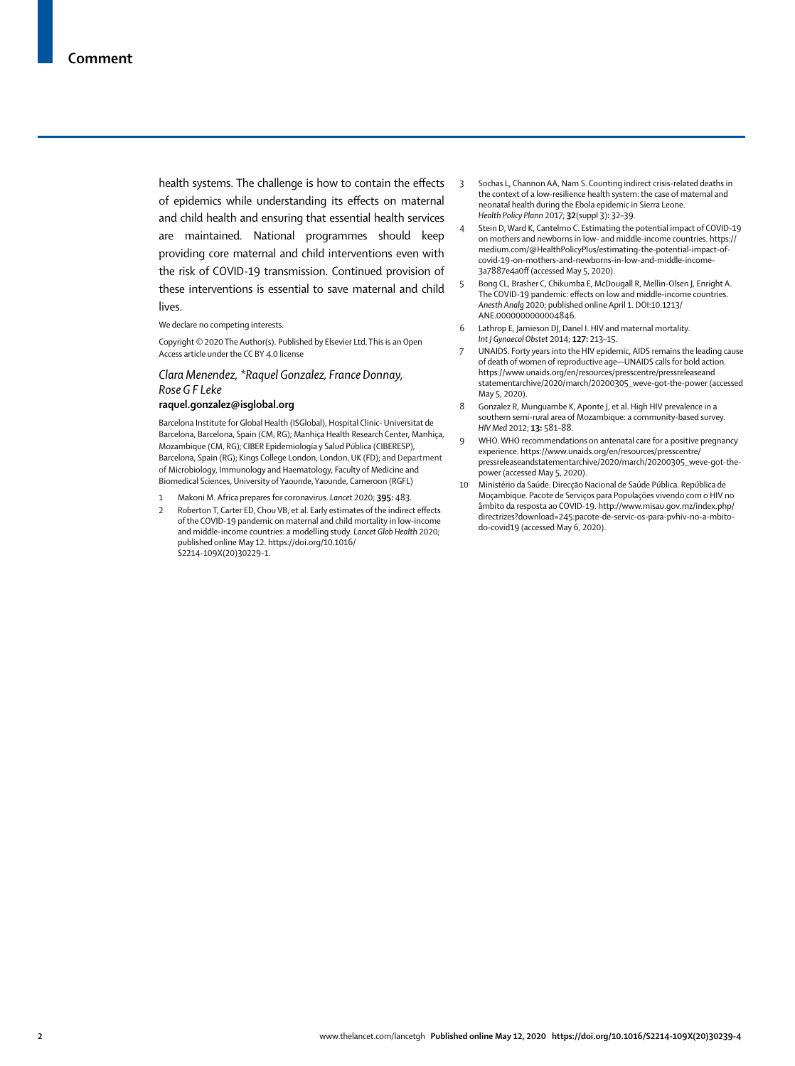health systems. The challenge is how to contain the effects of epidemics while understanding its effects on maternal and child health and ensuring that essential health services are maintained. National programmes should keep providing core maternal and child interventions even with the risk of COVID-19 transmission. Continued provision of these interventions is essential to save maternal and child lives.

We declare no competing interests.

Copyright © 2020 The Author(s). Published by Elsevier Ltd. This is an Open Access article under the CC BY 4.0 license

*Clara Menendez, \*Raquel Gonzalez, France Donnay, Rose G F Leke*
**raquel.gonzalez@isglobal.org**

Barcelona Institute for Global Health (ISGlobal), Hospital Clinic- Universitat de Barcelona, Barcelona, Spain (CM, RG); Manhiça Health Research Center, Manhiça, Mozambique (CM, RG); CIBER Epidemiología y Salud Pública (CIBERESP), Barcelona, Spain (RG); Kings College London, London, UK (FD); and Department of Microbiology, Immunology and Haematology, Faculty of Medicine and Biomedical Sciences, University of Yaounde, Yaounde, Cameroon (RGFL)

1. Makoni M. Africa prepares for coronavirus. *Lancet* 2020; **395:** 483.
2. Roberton T, Carter ED, Chou VB, et al. Early estimates of the indirect effects of the COVID-19 pandemic on maternal and child mortality in low-income and middle-income countries: a modelling study. *Lancet Glob Health* 2020; published online May 12. https://doi.org/10.1016/S2214-109X(20)30229-1.
3. Sochas L, Channon AA, Nam S. Counting indirect crisis-related deaths in the context of a low-resilience health system: the case of maternal and neonatal health during the Ebola epidemic in Sierra Leone. *Health Policy Plann* 2017; **32**(suppl 3)**:** 32–39.
4. Stein D, Ward K, Cantelmo C. Estimating the potential impact of COVID-19 on mothers and newborns in low- and middle-income countries. https://medium.com/@HealthPolicyPlus/estimating-the-potential-impact-of-covid-19-on-mothers-and-newborns-in-low-and-middle-income-3a7887e4a0ff (accessed May 5, 2020).
5. Bong CL, Brasher C, Chikumba E, McDougall R, Mellin-Olsen J, Enright A. The COVID-19 pandemic: effects on low and middle-income countries. *Anesth Analg* 2020; published online April 1. DOI:10.1213/ANE.0000000000004846.
6. Lathrop E, Jamieson DJ, Danel I. HIV and maternal mortality. *Int J Gynaecol Obstet* 2014; **127:** 213–15.
7. UNAIDS. Forty years into the HIV epidemic, AIDS remains the leading cause of death of women of reproductive age—UNAIDS calls for bold action. https://www.unaids.org/en/resources/presscentre/pressreleaseandstatementarchive/2020/march/20200305_weve-got-the-power (accessed May 5, 2020).
8. Gonzalez R, Munguambe K, Aponte J, et al. High HIV prevalence in a southern semi-rural area of Mozambique: a community-based survey. *HIV Med* 2012; **13:** 581–88.
9. WHO. WHO recommendations on antenatal care for a positive pregnancy experience. https://www.unaids.org/en/resources/presscentre/pressreleaseandstatementarchive/2020/march/20200305_weve-got-the-power (accessed May 5, 2020).
10. Ministério da Saúde. Direcção Nacional de Saúde Pública. República de Moçambique. Pacote de Serviços para Populações vivendo com o HIV no âmbito da resposta ao COVID-19. http://www.misau.gov.mz/index.php/directrizes?download=245:pacote-de-servic-os-para-pvhiv-no-a-mbito-do-covid19 (accessed May 6, 2020).